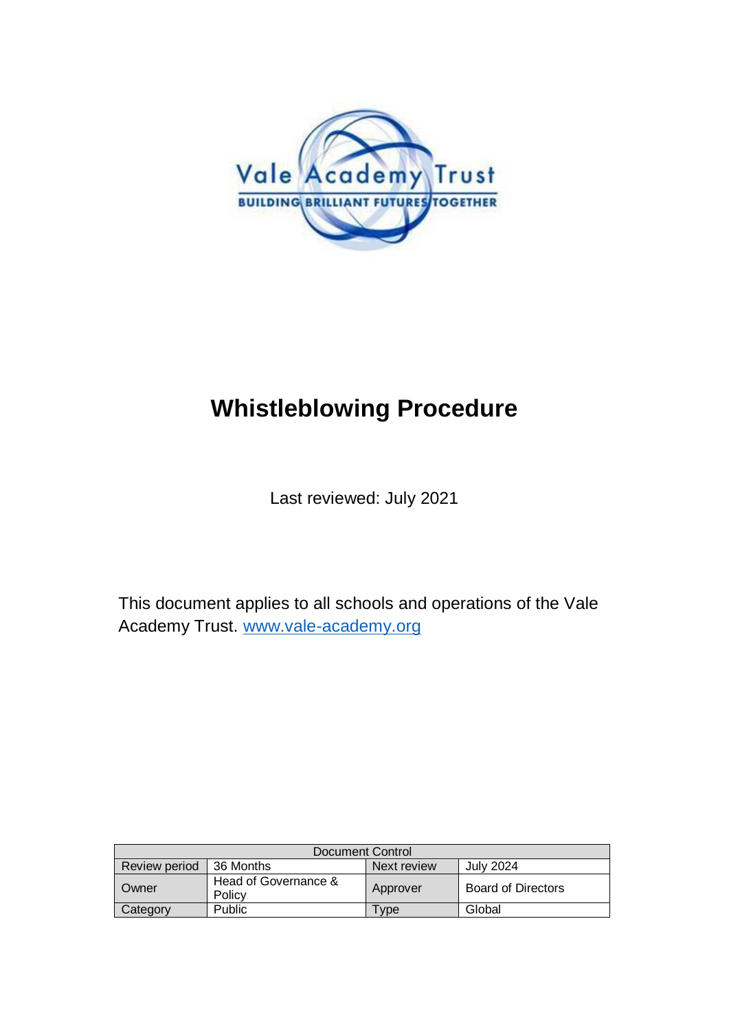Vale Academy Trust

BUILDING BRILLIANT FUTURES TOGETHER

# Whistleblowing Procedure

Last reviewed: July 2021

This document applies to all schools and operations of the Vale Academy Trust. [www.vale-academy.org](http://www.vale-academy.org)

| Document Control | | | |
|---|---|---|---|
| Review period | 36 Months | Next review | July 2024 |
| Owner | Head of Governance & Policy | Approver | Board of Directors |
| Category | Public | Type | Global |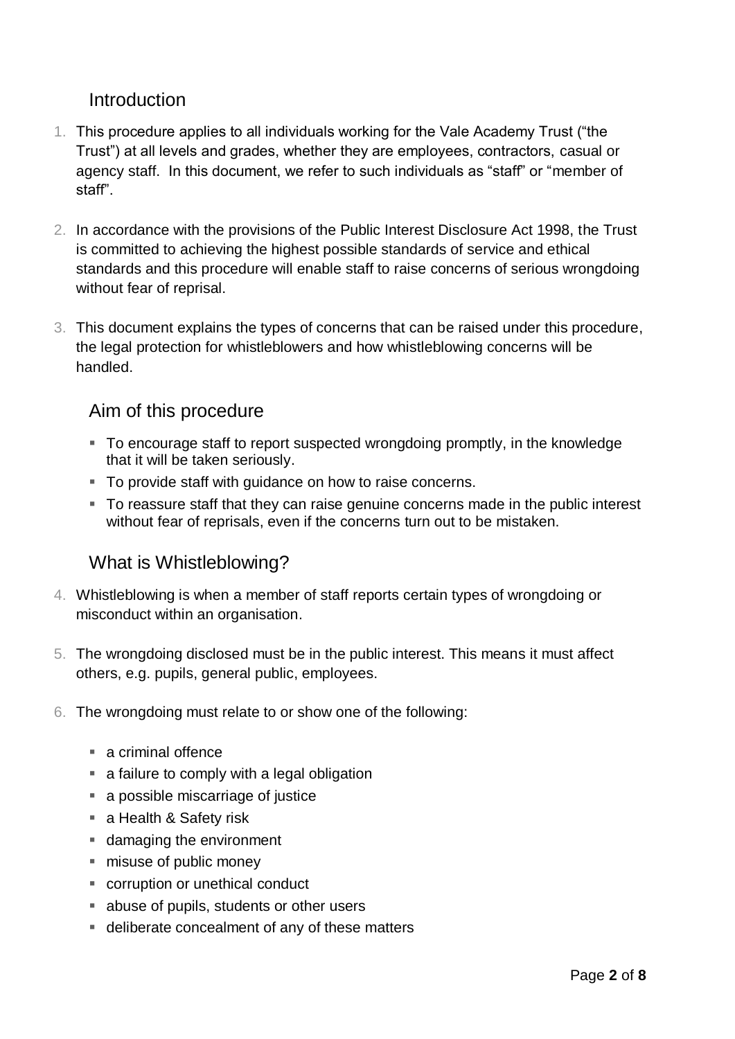## Introduction

1. This procedure applies to all individuals working for the Vale Academy Trust ("the Trust") at all levels and grades, whether they are employees, contractors, casual or agency staff. In this document, we refer to such individuals as "staff" or "member of staff".

2. In accordance with the provisions of the Public Interest Disclosure Act 1998, the Trust is committed to achieving the highest possible standards of service and ethical standards and this procedure will enable staff to raise concerns of serious wrongdoing without fear of reprisal.

3. This document explains the types of concerns that can be raised under this procedure, the legal protection for whistleblowers and how whistleblowing concerns will be handled.

## Aim of this procedure

- To encourage staff to report suspected wrongdoing promptly, in the knowledge that it will be taken seriously.
- To provide staff with guidance on how to raise concerns.
- To reassure staff that they can raise genuine concerns made in the public interest without fear of reprisals, even if the concerns turn out to be mistaken.

## What is Whistleblowing?

4. Whistleblowing is when a member of staff reports certain types of wrongdoing or misconduct within an organisation.

5. The wrongdoing disclosed must be in the public interest. This means it must affect others, e.g. pupils, general public, employees.

6. The wrongdoing must relate to or show one of the following:

    - a criminal offence
    - a failure to comply with a legal obligation
    - a possible miscarriage of justice
    - a Health & Safety risk
    - damaging the environment
    - misuse of public money
    - corruption or unethical conduct
    - abuse of pupils, students or other users
    - deliberate concealment of any of these matters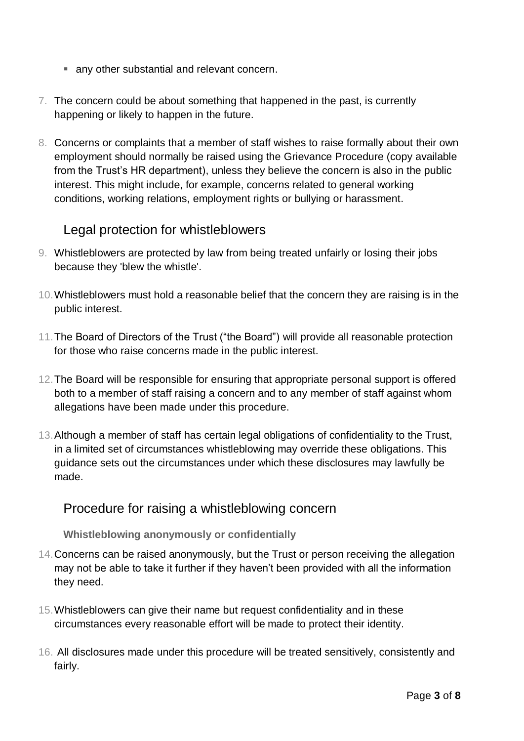- any other substantial and relevant concern.

7. The concern could be about something that happened in the past, is currently happening or likely to happen in the future.

8. Concerns or complaints that a member of staff wishes to raise formally about their own employment should normally be raised using the Grievance Procedure (copy available from the Trust's HR department), unless they believe the concern is also in the public interest. This might include, for example, concerns related to general working conditions, working relations, employment rights or bullying or harassment.

## Legal protection for whistleblowers

9. Whistleblowers are protected by law from being treated unfairly or losing their jobs because they 'blew the whistle'.

10. Whistleblowers must hold a reasonable belief that the concern they are raising is in the public interest.

11. The Board of Directors of the Trust ("the Board") will provide all reasonable protection for those who raise concerns made in the public interest.

12. The Board will be responsible for ensuring that appropriate personal support is offered both to a member of staff raising a concern and to any member of staff against whom allegations have been made under this procedure.

13. Although a member of staff has certain legal obligations of confidentiality to the Trust, in a limited set of circumstances whistleblowing may override these obligations. This guidance sets out the circumstances under which these disclosures may lawfully be made.

## Procedure for raising a whistleblowing concern

### Whistleblowing anonymously or confidentially

14. Concerns can be raised anonymously, but the Trust or person receiving the allegation may not be able to take it further if they haven't been provided with all the information they need.

15. Whistleblowers can give their name but request confidentiality and in these circumstances every reasonable effort will be made to protect their identity.

16. All disclosures made under this procedure will be treated sensitively, consistently and fairly.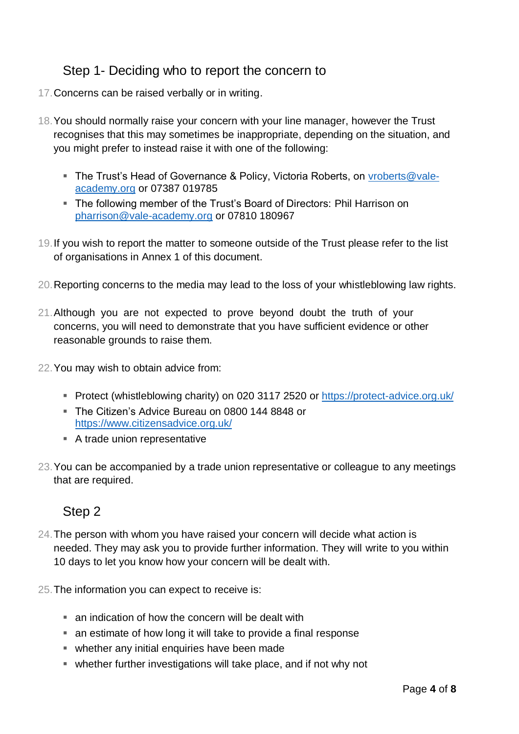## Step 1- Deciding who to report the concern to

17. Concerns can be raised verbally or in writing.

18. You should normally raise your concern with your line manager, however the Trust recognises that this may sometimes be inappropriate, depending on the situation, and you might prefer to instead raise it with one of the following:

    - The Trust's Head of Governance & Policy, Victoria Roberts, on [vroberts@vale-academy.org](mailto:vroberts@vale-academy.org) or 07387 019785
    - The following member of the Trust's Board of Directors: Phil Harrison on [pharrison@vale-academy.org](mailto:pharrison@vale-academy.org) or 07810 180967

19. If you wish to report the matter to someone outside of the Trust please refer to the list of organisations in Annex 1 of this document.

20. Reporting concerns to the media may lead to the loss of your whistleblowing law rights.

21. Although you are not expected to prove beyond doubt the truth of your concerns, you will need to demonstrate that you have sufficient evidence or other reasonable grounds to raise them.

22. You may wish to obtain advice from:

    - Protect (whistleblowing charity) on 020 3117 2520 or [https://protect-advice.org.uk/](https://protect-advice.org.uk/)
    - The Citizen's Advice Bureau on 0800 144 8848 or [https://www.citizensadvice.org.uk/](https://www.citizensadvice.org.uk/)
    - A trade union representative

23. You can be accompanied by a trade union representative or colleague to any meetings that are required.

## Step 2

24. The person with whom you have raised your concern will decide what action is needed. They may ask you to provide further information. They will write to you within 10 days to let you know how your concern will be dealt with.

25. The information you can expect to receive is:

    - an indication of how the concern will be dealt with
    - an estimate of how long it will take to provide a final response
    - whether any initial enquiries have been made
    - whether further investigations will take place, and if not why not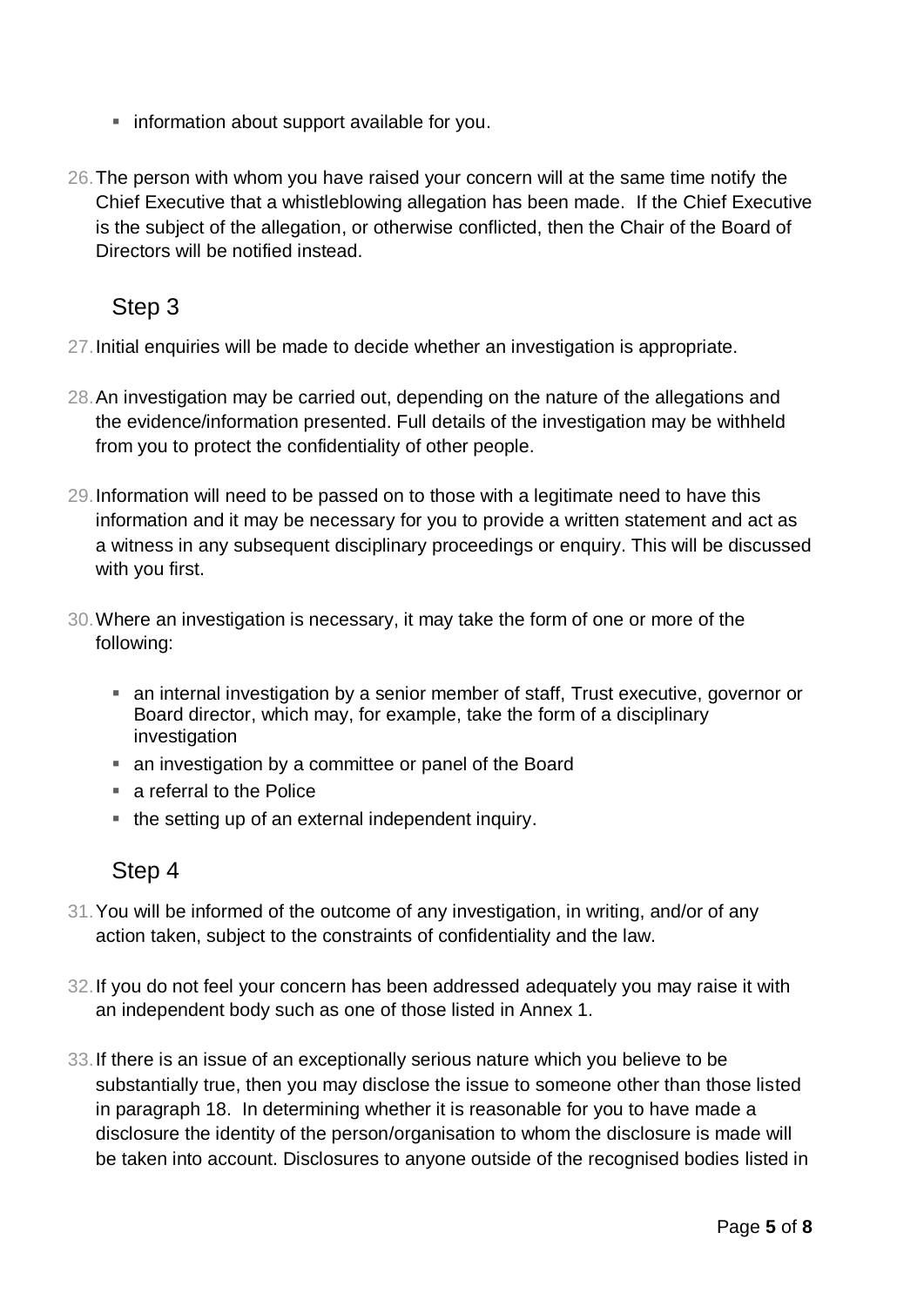- information about support available for you.

26. The person with whom you have raised your concern will at the same time notify the Chief Executive that a whistleblowing allegation has been made. If the Chief Executive is the subject of the allegation, or otherwise conflicted, then the Chair of the Board of Directors will be notified instead.

## Step 3

27. Initial enquiries will be made to decide whether an investigation is appropriate.

28. An investigation may be carried out, depending on the nature of the allegations and the evidence/information presented. Full details of the investigation may be withheld from you to protect the confidentiality of other people.

29. Information will need to be passed on to those with a legitimate need to have this information and it may be necessary for you to provide a written statement and act as a witness in any subsequent disciplinary proceedings or enquiry. This will be discussed with you first.

30. Where an investigation is necessary, it may take the form of one or more of the following:

    - an internal investigation by a senior member of staff, Trust executive, governor or Board director, which may, for example, take the form of a disciplinary investigation
    - an investigation by a committee or panel of the Board
    - a referral to the Police
    - the setting up of an external independent inquiry.

## Step 4

31. You will be informed of the outcome of any investigation, in writing, and/or of any action taken, subject to the constraints of confidentiality and the law.

32. If you do not feel your concern has been addressed adequately you may raise it with an independent body such as one of those listed in Annex 1.

33. If there is an issue of an exceptionally serious nature which you believe to be substantially true, then you may disclose the issue to someone other than those listed in paragraph 18. In determining whether it is reasonable for you to have made a disclosure the identity of the person/organisation to whom the disclosure is made will be taken into account. Disclosures to anyone outside of the recognised bodies listed in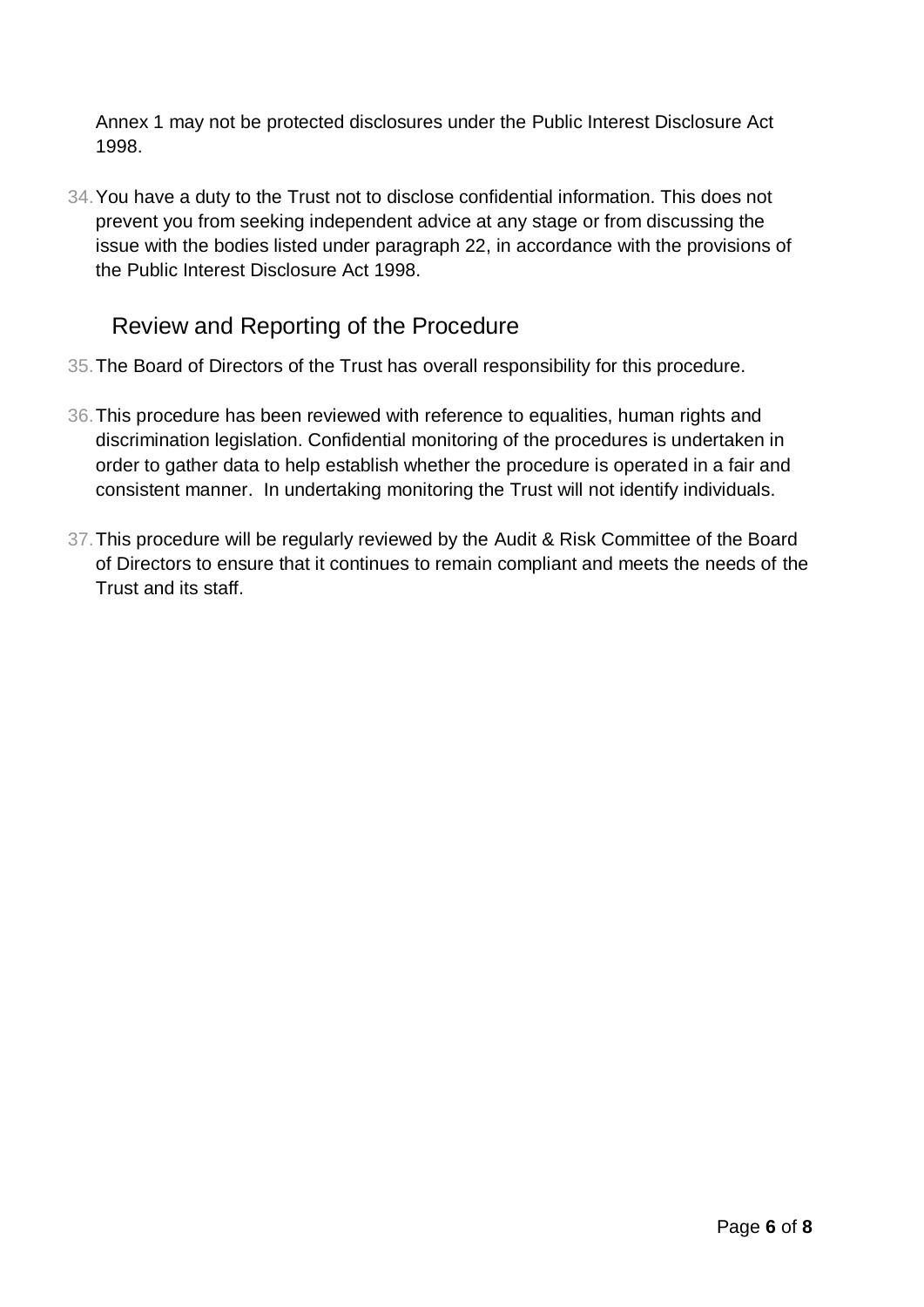Annex 1 may not be protected disclosures under the Public Interest Disclosure Act 1998.

34. You have a duty to the Trust not to disclose confidential information. This does not prevent you from seeking independent advice at any stage or from discussing the issue with the bodies listed under paragraph 22, in accordance with the provisions of the Public Interest Disclosure Act 1998.

## Review and Reporting of the Procedure

35. The Board of Directors of the Trust has overall responsibility for this procedure.

36. This procedure has been reviewed with reference to equalities, human rights and discrimination legislation. Confidential monitoring of the procedures is undertaken in order to gather data to help establish whether the procedure is operated in a fair and consistent manner. In undertaking monitoring the Trust will not identify individuals.

37. This procedure will be regularly reviewed by the Audit & Risk Committee of the Board of Directors to ensure that it continues to remain compliant and meets the needs of the Trust and its staff.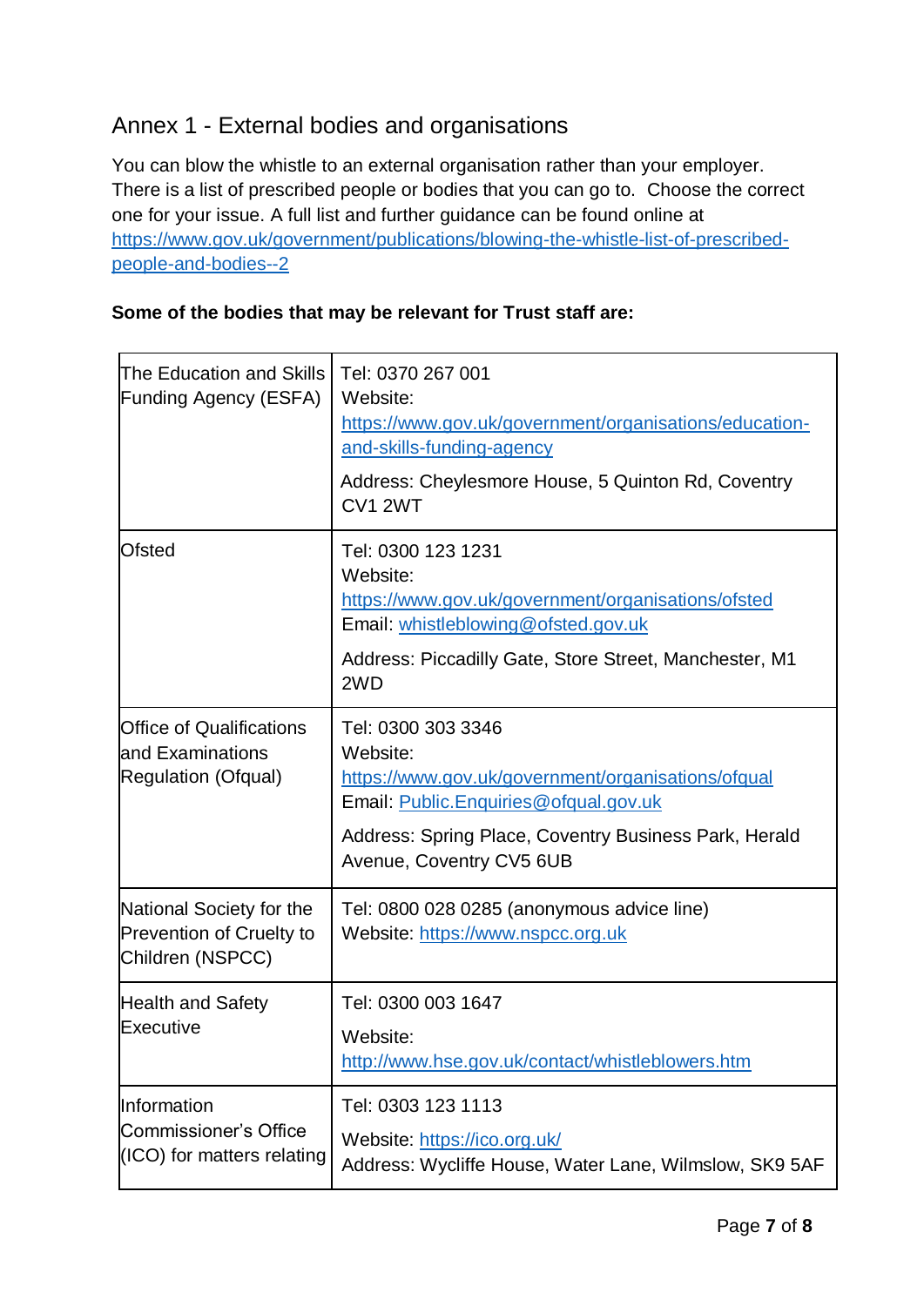## Annex 1 - External bodies and organisations

You can blow the whistle to an external organisation rather than your employer. There is a list of prescribed people or bodies that you can go to. Choose the correct one for your issue. A full list and further guidance can be found online at https://www.gov.uk/government/publications/blowing-the-whistle-list-of-prescribed-people-and-bodies--2

**Some of the bodies that may be relevant for Trust staff are:**

| | |
|---|---|
| The Education and Skills Funding Agency (ESFA) | Tel: 0370 267 001<br>Website: https://www.gov.uk/government/organisations/education-and-skills-funding-agency<br>Address: Cheylesmore House, 5 Quinton Rd, Coventry CV1 2WT |
| Ofsted | Tel: 0300 123 1231<br>Website: https://www.gov.uk/government/organisations/ofsted<br>Email: whistleblowing@ofsted.gov.uk<br>Address: Piccadilly Gate, Store Street, Manchester, M1 2WD |
| Office of Qualifications and Examinations Regulation (Ofqual) | Tel: 0300 303 3346<br>Website: https://www.gov.uk/government/organisations/ofqual<br>Email: Public.Enquiries@ofqual.gov.uk<br>Address: Spring Place, Coventry Business Park, Herald Avenue, Coventry CV5 6UB |
| National Society for the Prevention of Cruelty to Children (NSPCC) | Tel: 0800 028 0285 (anonymous advice line)<br>Website: https://www.nspcc.org.uk |
| Health and Safety Executive | Tel: 0300 003 1647<br>Website: http://www.hse.gov.uk/contact/whistleblowers.htm |
| Information Commissioner's Office (ICO) for matters relating | Tel: 0303 123 1113<br>Website: https://ico.org.uk/<br>Address: Wycliffe House, Water Lane, Wilmslow, SK9 5AF |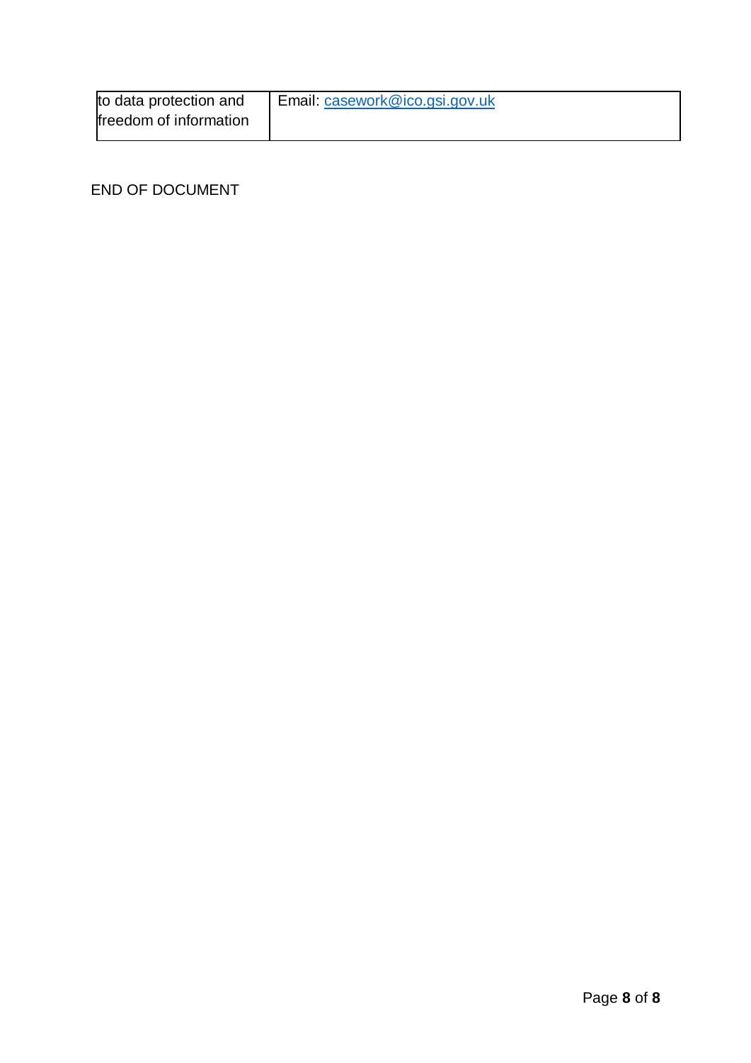| | |
|---|---|
| to data protection and freedom of information | Email: casework@ico.gsi.gov.uk |

END OF DOCUMENT